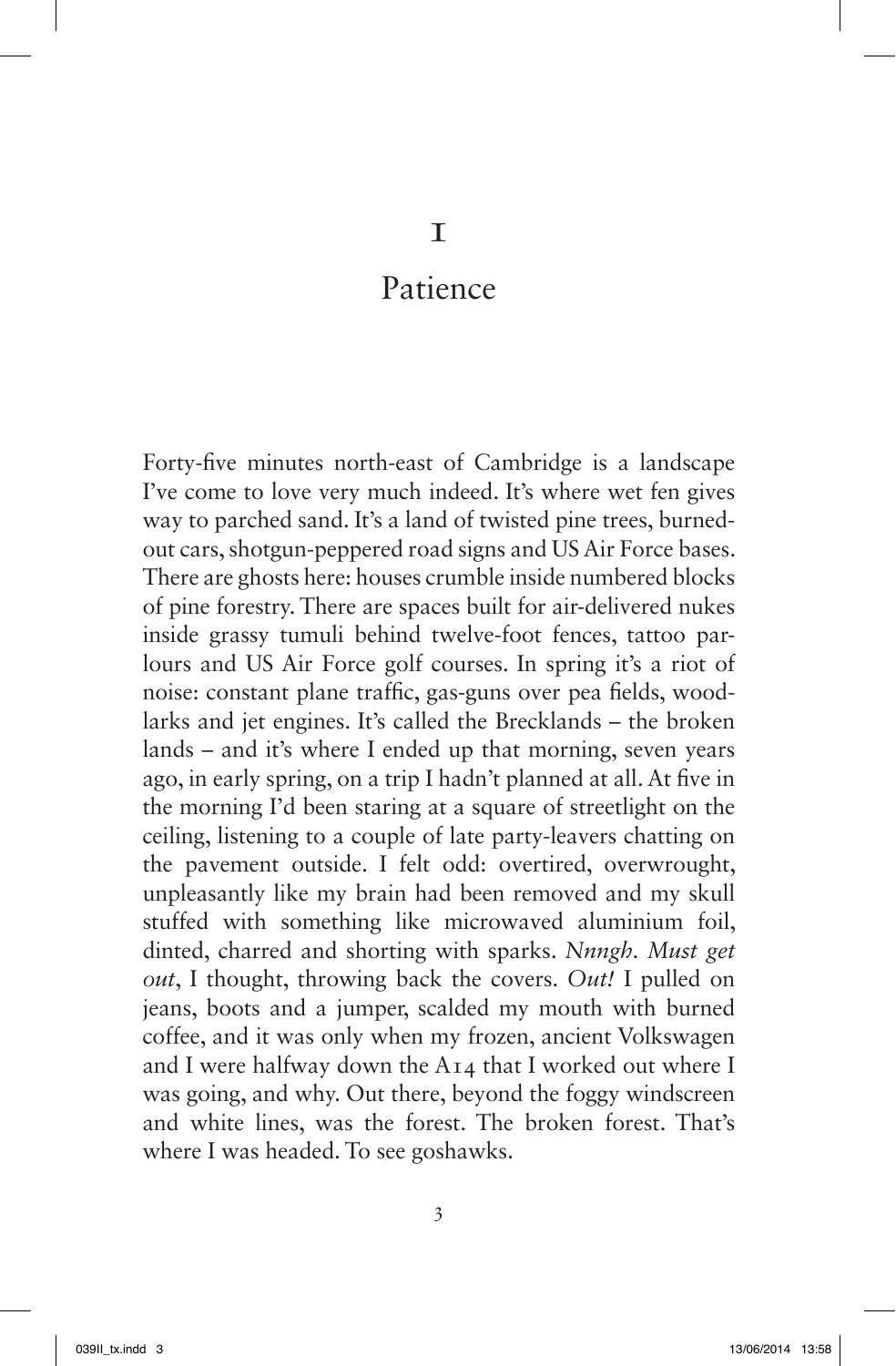# 1

# Patience

Forty-five minutes north-east of Cambridge is a landscape I've come to love very much indeed. It's where wet fen gives way to parched sand. It's a land of twisted pine trees, burned-out cars, shotgun-peppered road signs and US Air Force bases. There are ghosts here: houses crumble inside numbered blocks of pine forestry. There are spaces built for air-delivered nukes inside grassy tumuli behind twelve-foot fences, tattoo parlours and US Air Force golf courses. In spring it's a riot of noise: constant plane traffic, gas-guns over pea fields, woodlarks and jet engines. It's called the Brecklands – the broken lands – and it's where I ended up that morning, seven years ago, in early spring, on a trip I hadn't planned at all. At five in the morning I'd been staring at a square of streetlight on the ceiling, listening to a couple of late party-leavers chatting on the pavement outside. I felt odd: overtired, overwrought, unpleasantly like my brain had been removed and my skull stuffed with something like microwaved aluminium foil, dinted, charred and shorting with sparks. *Nnngh. Must get out*, I thought, throwing back the covers. *Out!* I pulled on jeans, boots and a jumper, scalded my mouth with burned coffee, and it was only when my frozen, ancient Volkswagen and I were halfway down the A14 that I worked out where I was going, and why. Out there, beyond the foggy windscreen and white lines, was the forest. The broken forest. That's where I was headed. To see goshawks.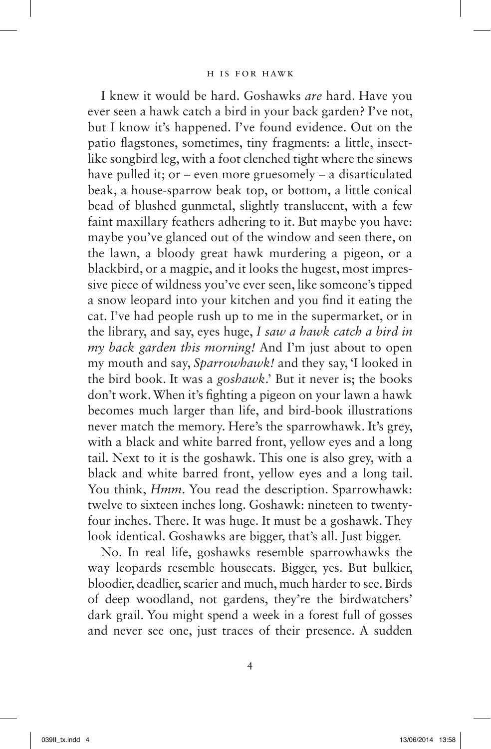I knew it would be hard. Goshawks *are* hard. Have you ever seen a hawk catch a bird in your back garden? I've not, but I know it's happened. I've found evidence. Out on the patio flagstones, sometimes, tiny fragments: a little, insect-like songbird leg, with a foot clenched tight where the sinews have pulled it; or – even more gruesomely – a disarticulated beak, a house-sparrow beak top, or bottom, a little conical bead of blushed gunmetal, slightly translucent, with a few faint maxillary feathers adhering to it. But maybe you have: maybe you've glanced out of the window and seen there, on the lawn, a bloody great hawk murdering a pigeon, or a blackbird, or a magpie, and it looks the hugest, most impressive piece of wildness you've ever seen, like someone's tipped a snow leopard into your kitchen and you find it eating the cat. I've had people rush up to me in the supermarket, or in the library, and say, eyes huge, *I saw a hawk catch a bird in my back garden this morning!* And I'm just about to open my mouth and say, *Sparrowhawk!* and they say, 'I looked in the bird book. It was a *goshawk*.' But it never is; the books don't work. When it's fighting a pigeon on your lawn a hawk becomes much larger than life, and bird-book illustrations never match the memory. Here's the sparrowhawk. It's grey, with a black and white barred front, yellow eyes and a long tail. Next to it is the goshawk. This one is also grey, with a black and white barred front, yellow eyes and a long tail. You think, *Hmm*. You read the description. Sparrowhawk: twelve to sixteen inches long. Goshawk: nineteen to twenty-four inches. There. It was huge. It must be a goshawk. They look identical. Goshawks are bigger, that's all. Just bigger.

No. In real life, goshawks resemble sparrowhawks the way leopards resemble housecats. Bigger, yes. But bulkier, bloodier, deadlier, scarier and much, much harder to see. Birds of deep woodland, not gardens, they're the birdwatchers' dark grail. You might spend a week in a forest full of gosses and never see one, just traces of their presence. A sudden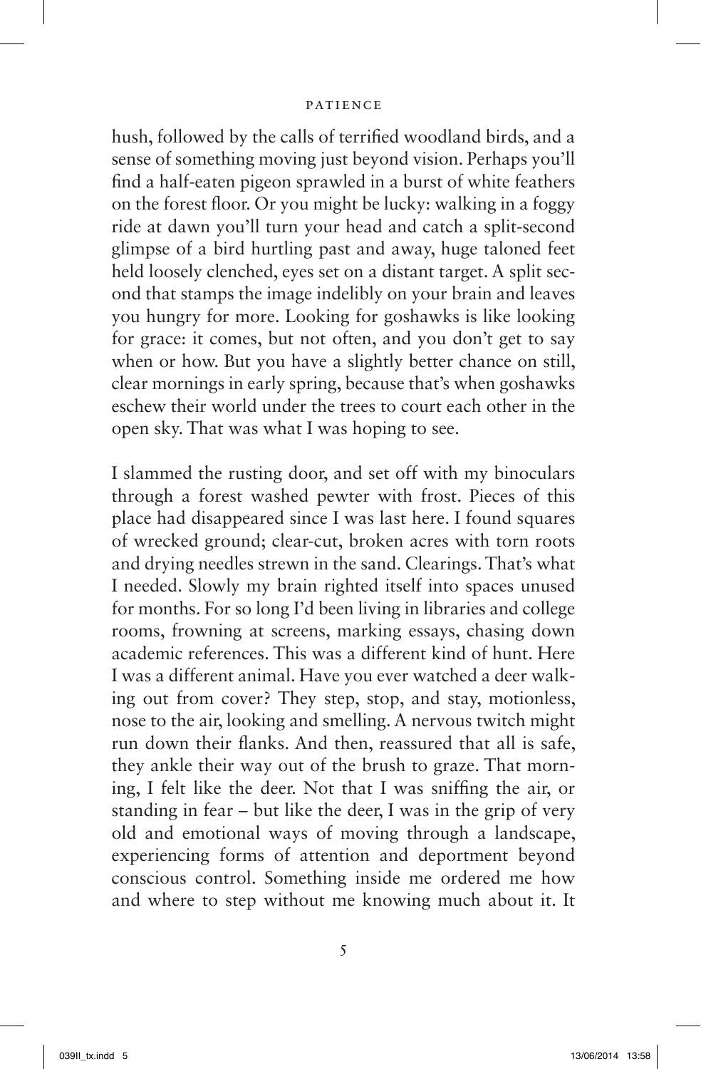hush, followed by the calls of terrified woodland birds, and a sense of something moving just beyond vision. Perhaps you'll find a half-eaten pigeon sprawled in a burst of white feathers on the forest floor. Or you might be lucky: walking in a foggy ride at dawn you'll turn your head and catch a split-second glimpse of a bird hurtling past and away, huge taloned feet held loosely clenched, eyes set on a distant target. A split second that stamps the image indelibly on your brain and leaves you hungry for more. Looking for goshawks is like looking for grace: it comes, but not often, and you don't get to say when or how. But you have a slightly better chance on still, clear mornings in early spring, because that's when goshawks eschew their world under the trees to court each other in the open sky. That was what I was hoping to see.

I slammed the rusting door, and set off with my binoculars through a forest washed pewter with frost. Pieces of this place had disappeared since I was last here. I found squares of wrecked ground; clear-cut, broken acres with torn roots and drying needles strewn in the sand. Clearings. That's what I needed. Slowly my brain righted itself into spaces unused for months. For so long I'd been living in libraries and college rooms, frowning at screens, marking essays, chasing down academic references. This was a different kind of hunt. Here I was a different animal. Have you ever watched a deer walking out from cover? They step, stop, and stay, motionless, nose to the air, looking and smelling. A nervous twitch might run down their flanks. And then, reassured that all is safe, they ankle their way out of the brush to graze. That morning, I felt like the deer. Not that I was sniffing the air, or standing in fear – but like the deer, I was in the grip of very old and emotional ways of moving through a landscape, experiencing forms of attention and deportment beyond conscious control. Something inside me ordered me how and where to step without me knowing much about it. It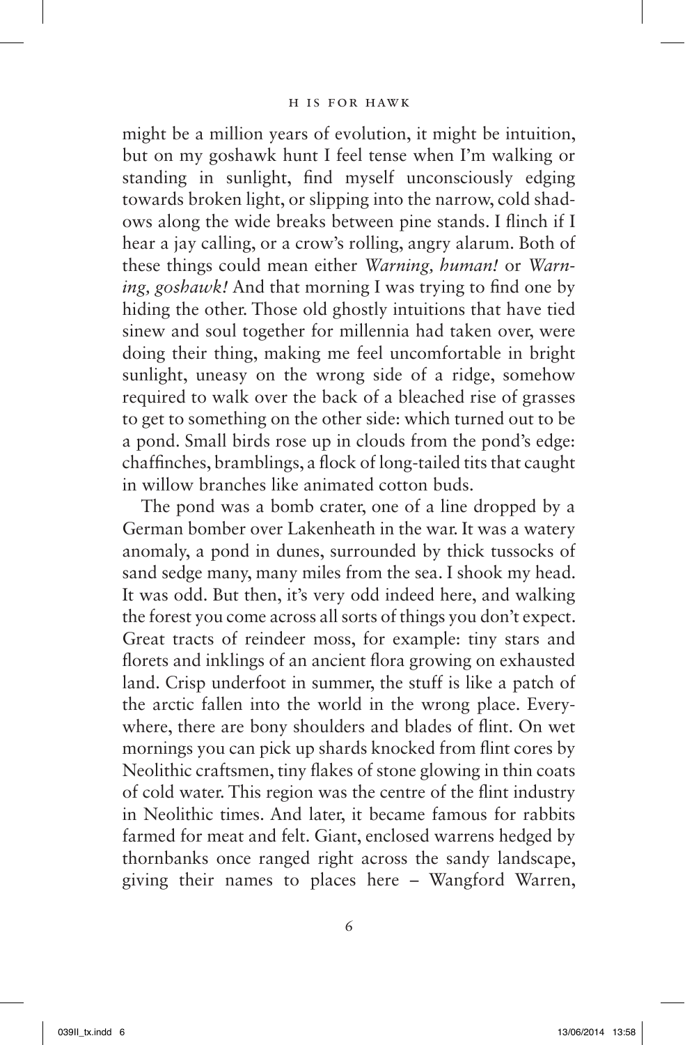might be a million years of evolution, it might be intuition, but on my goshawk hunt I feel tense when I'm walking or standing in sunlight, find myself unconsciously edging towards broken light, or slipping into the narrow, cold shadows along the wide breaks between pine stands. I flinch if I hear a jay calling, or a crow's rolling, angry alarum. Both of these things could mean either *Warning, human!* or *Warning, goshawk!* And that morning I was trying to find one by hiding the other. Those old ghostly intuitions that have tied sinew and soul together for millennia had taken over, were doing their thing, making me feel uncomfortable in bright sunlight, uneasy on the wrong side of a ridge, somehow required to walk over the back of a bleached rise of grasses to get to something on the other side: which turned out to be a pond. Small birds rose up in clouds from the pond's edge: chaffinches, bramblings, a flock of long-tailed tits that caught in willow branches like animated cotton buds.

The pond was a bomb crater, one of a line dropped by a German bomber over Lakenheath in the war. It was a watery anomaly, a pond in dunes, surrounded by thick tussocks of sand sedge many, many miles from the sea. I shook my head. It was odd. But then, it's very odd indeed here, and walking the forest you come across all sorts of things you don't expect. Great tracts of reindeer moss, for example: tiny stars and florets and inklings of an ancient flora growing on exhausted land. Crisp underfoot in summer, the stuff is like a patch of the arctic fallen into the world in the wrong place. Everywhere, there are bony shoulders and blades of flint. On wet mornings you can pick up shards knocked from flint cores by Neolithic craftsmen, tiny flakes of stone glowing in thin coats of cold water. This region was the centre of the flint industry in Neolithic times. And later, it became famous for rabbits farmed for meat and felt. Giant, enclosed warrens hedged by thornbanks once ranged right across the sandy landscape, giving their names to places here – Wangford Warren,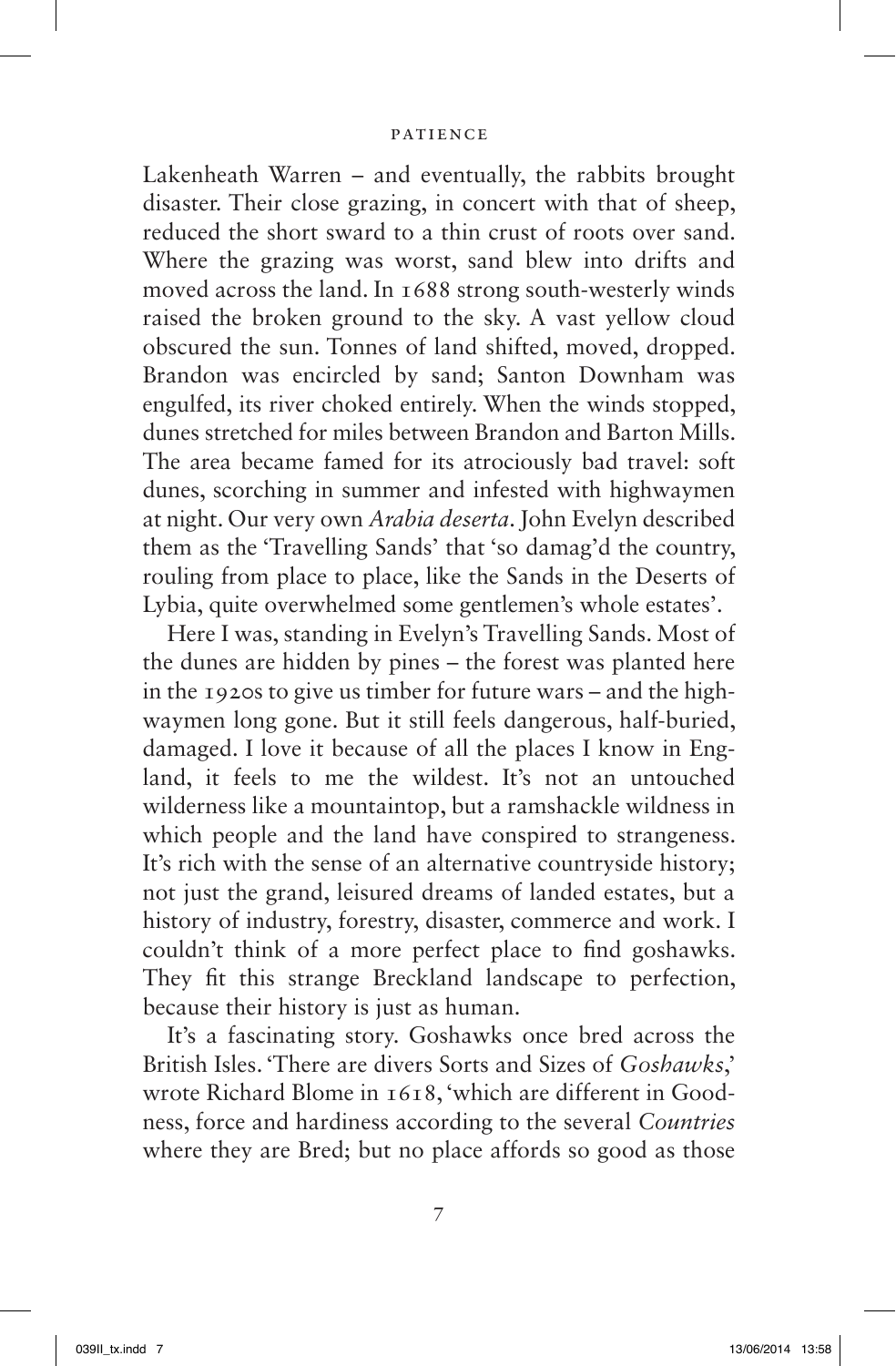Lakenheath Warren – and eventually, the rabbits brought disaster. Their close grazing, in concert with that of sheep, reduced the short sward to a thin crust of roots over sand. Where the grazing was worst, sand blew into drifts and moved across the land. In 1688 strong south-westerly winds raised the broken ground to the sky. A vast yellow cloud obscured the sun. Tonnes of land shifted, moved, dropped. Brandon was encircled by sand; Santon Downham was engulfed, its river choked entirely. When the winds stopped, dunes stretched for miles between Brandon and Barton Mills. The area became famed for its atrociously bad travel: soft dunes, scorching in summer and infested with highwaymen at night. Our very own *Arabia deserta*. John Evelyn described them as the 'Travelling Sands' that 'so damag'd the country, rouling from place to place, like the Sands in the Deserts of Lybia, quite overwhelmed some gentlemen's whole estates'.

Here I was, standing in Evelyn's Travelling Sands. Most of the dunes are hidden by pines – the forest was planted here in the 1920s to give us timber for future wars – and the highwaymen long gone. But it still feels dangerous, half-buried, damaged. I love it because of all the places I know in England, it feels to me the wildest. It's not an untouched wilderness like a mountaintop, but a ramshackle wildness in which people and the land have conspired to strangeness. It's rich with the sense of an alternative countryside history; not just the grand, leisured dreams of landed estates, but a history of industry, forestry, disaster, commerce and work. I couldn't think of a more perfect place to find goshawks. They fit this strange Breckland landscape to perfection, because their history is just as human.

It's a fascinating story. Goshawks once bred across the British Isles. 'There are divers Sorts and Sizes of *Goshawks*,' wrote Richard Blome in 1618, 'which are different in Goodness, force and hardiness according to the several *Countries* where they are Bred; but no place affords so good as those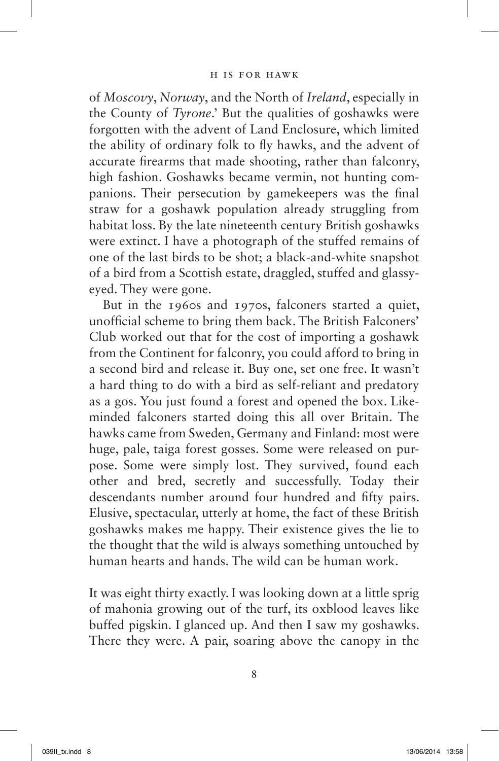of *Moscovy*, *Norway*, and the North of *Ireland*, especially in the County of *Tyrone*.' But the qualities of goshawks were forgotten with the advent of Land Enclosure, which limited the ability of ordinary folk to fly hawks, and the advent of accurate firearms that made shooting, rather than falconry, high fashion. Goshawks became vermin, not hunting companions. Their persecution by gamekeepers was the final straw for a goshawk population already struggling from habitat loss. By the late nineteenth century British goshawks were extinct. I have a photograph of the stuffed remains of one of the last birds to be shot; a black-and-white snapshot of a bird from a Scottish estate, draggled, stuffed and glassy-eyed. They were gone.

But in the 1960s and 1970s, falconers started a quiet, unofficial scheme to bring them back. The British Falconers' Club worked out that for the cost of importing a goshawk from the Continent for falconry, you could afford to bring in a second bird and release it. Buy one, set one free. It wasn't a hard thing to do with a bird as self-reliant and predatory as a gos. You just found a forest and opened the box. Like-minded falconers started doing this all over Britain. The hawks came from Sweden, Germany and Finland: most were huge, pale, taiga forest gosses. Some were released on purpose. Some were simply lost. They survived, found each other and bred, secretly and successfully. Today their descendants number around four hundred and fifty pairs. Elusive, spectacular, utterly at home, the fact of these British goshawks makes me happy. Their existence gives the lie to the thought that the wild is always something untouched by human hearts and hands. The wild can be human work.

It was eight thirty exactly. I was looking down at a little sprig of mahonia growing out of the turf, its oxblood leaves like buffed pigskin. I glanced up. And then I saw my goshawks. There they were. A pair, soaring above the canopy in the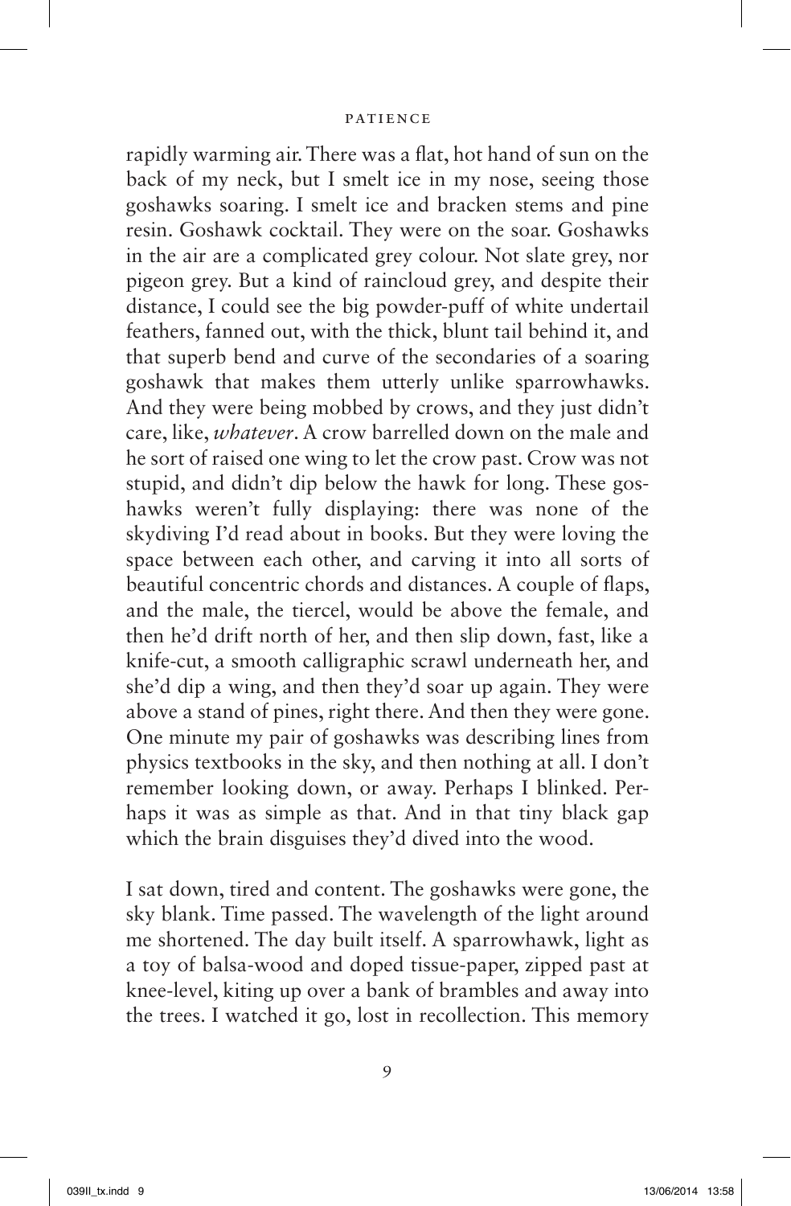rapidly warming air. There was a flat, hot hand of sun on the back of my neck, but I smelt ice in my nose, seeing those goshawks soaring. I smelt ice and bracken stems and pine resin. Goshawk cocktail. They were on the soar. Goshawks in the air are a complicated grey colour. Not slate grey, nor pigeon grey. But a kind of raincloud grey, and despite their distance, I could see the big powder-puff of white undertail feathers, fanned out, with the thick, blunt tail behind it, and that superb bend and curve of the secondaries of a soaring goshawk that makes them utterly unlike sparrowhawks. And they were being mobbed by crows, and they just didn't care, like, *whatever*. A crow barrelled down on the male and he sort of raised one wing to let the crow past. Crow was not stupid, and didn't dip below the hawk for long. These goshawks weren't fully displaying: there was none of the skydiving I'd read about in books. But they were loving the space between each other, and carving it into all sorts of beautiful concentric chords and distances. A couple of flaps, and the male, the tiercel, would be above the female, and then he'd drift north of her, and then slip down, fast, like a knife-cut, a smooth calligraphic scrawl underneath her, and she'd dip a wing, and then they'd soar up again. They were above a stand of pines, right there. And then they were gone. One minute my pair of goshawks was describing lines from physics textbooks in the sky, and then nothing at all. I don't remember looking down, or away. Perhaps I blinked. Perhaps it was as simple as that. And in that tiny black gap which the brain disguises they'd dived into the wood.

I sat down, tired and content. The goshawks were gone, the sky blank. Time passed. The wavelength of the light around me shortened. The day built itself. A sparrowhawk, light as a toy of balsa-wood and doped tissue-paper, zipped past at knee-level, kiting up over a bank of brambles and away into the trees. I watched it go, lost in recollection. This memory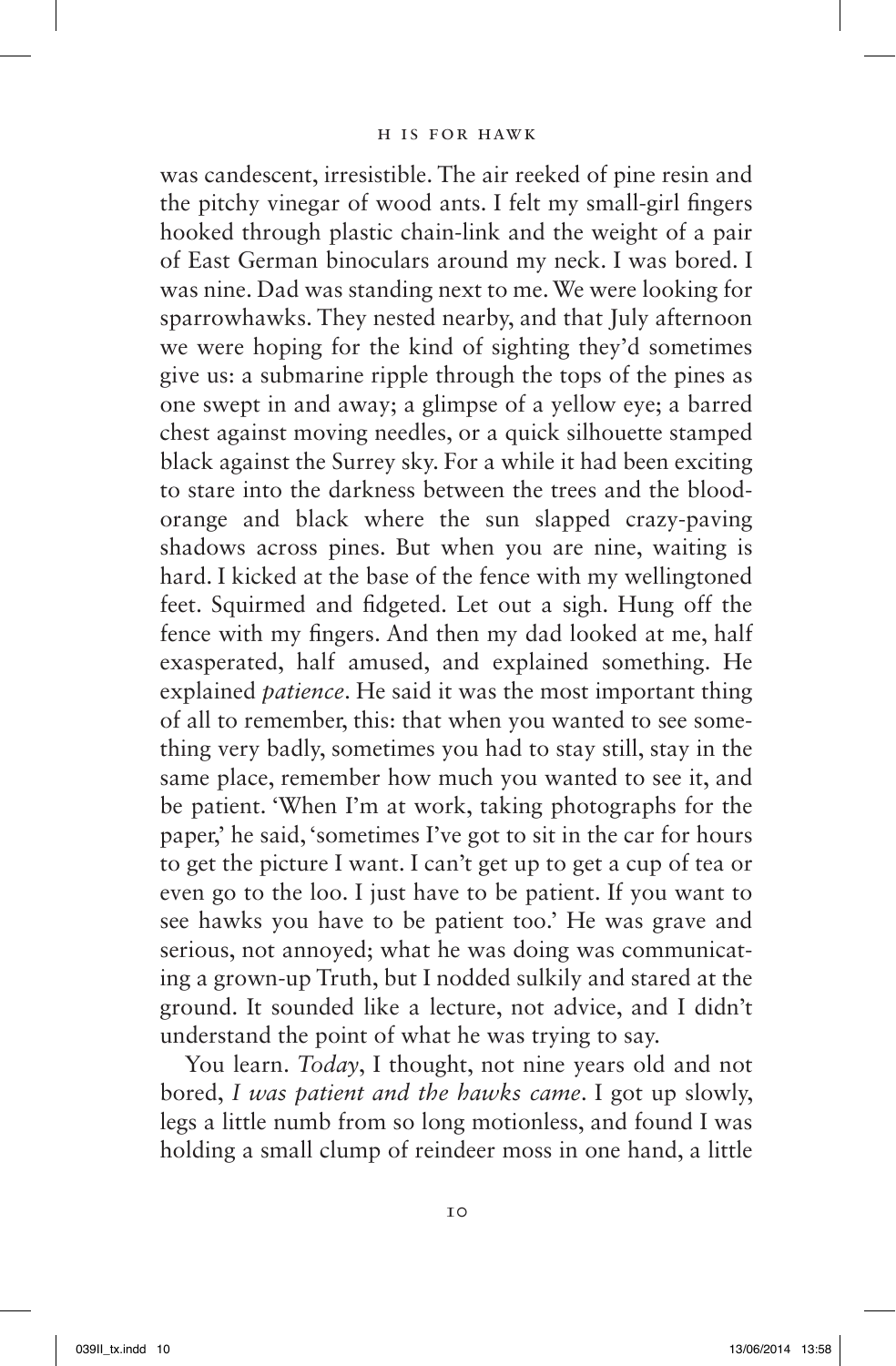was candescent, irresistible. The air reeked of pine resin and the pitchy vinegar of wood ants. I felt my small-girl fingers hooked through plastic chain-link and the weight of a pair of East German binoculars around my neck. I was bored. I was nine. Dad was standing next to me. We were looking for sparrowhawks. They nested nearby, and that July afternoon we were hoping for the kind of sighting they'd sometimes give us: a submarine ripple through the tops of the pines as one swept in and away; a glimpse of a yellow eye; a barred chest against moving needles, or a quick silhouette stamped black against the Surrey sky. For a while it had been exciting to stare into the darkness between the trees and the blood-orange and black where the sun slapped crazy-paving shadows across pines. But when you are nine, waiting is hard. I kicked at the base of the fence with my wellingtoned feet. Squirmed and fidgeted. Let out a sigh. Hung off the fence with my fingers. And then my dad looked at me, half exasperated, half amused, and explained something. He explained *patience*. He said it was the most important thing of all to remember, this: that when you wanted to see something very badly, sometimes you had to stay still, stay in the same place, remember how much you wanted to see it, and be patient. 'When I'm at work, taking photographs for the paper,' he said, 'sometimes I've got to sit in the car for hours to get the picture I want. I can't get up to get a cup of tea or even go to the loo. I just have to be patient. If you want to see hawks you have to be patient too.' He was grave and serious, not annoyed; what he was doing was communicating a grown-up Truth, but I nodded sulkily and stared at the ground. It sounded like a lecture, not advice, and I didn't understand the point of what he was trying to say.

You learn. *Today*, I thought, not nine years old and not bored, *I was patient and the hawks came*. I got up slowly, legs a little numb from so long motionless, and found I was holding a small clump of reindeer moss in one hand, a little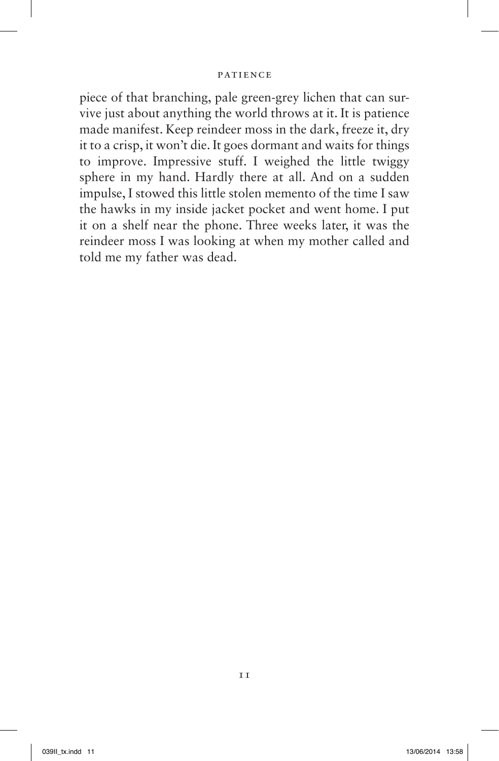piece of that branching, pale green-grey lichen that can survive just about anything the world throws at it. It is patience made manifest. Keep reindeer moss in the dark, freeze it, dry it to a crisp, it won't die. It goes dormant and waits for things to improve. Impressive stuff. I weighed the little twiggy sphere in my hand. Hardly there at all. And on a sudden impulse, I stowed this little stolen memento of the time I saw the hawks in my inside jacket pocket and went home. I put it on a shelf near the phone. Three weeks later, it was the reindeer moss I was looking at when my mother called and told me my father was dead.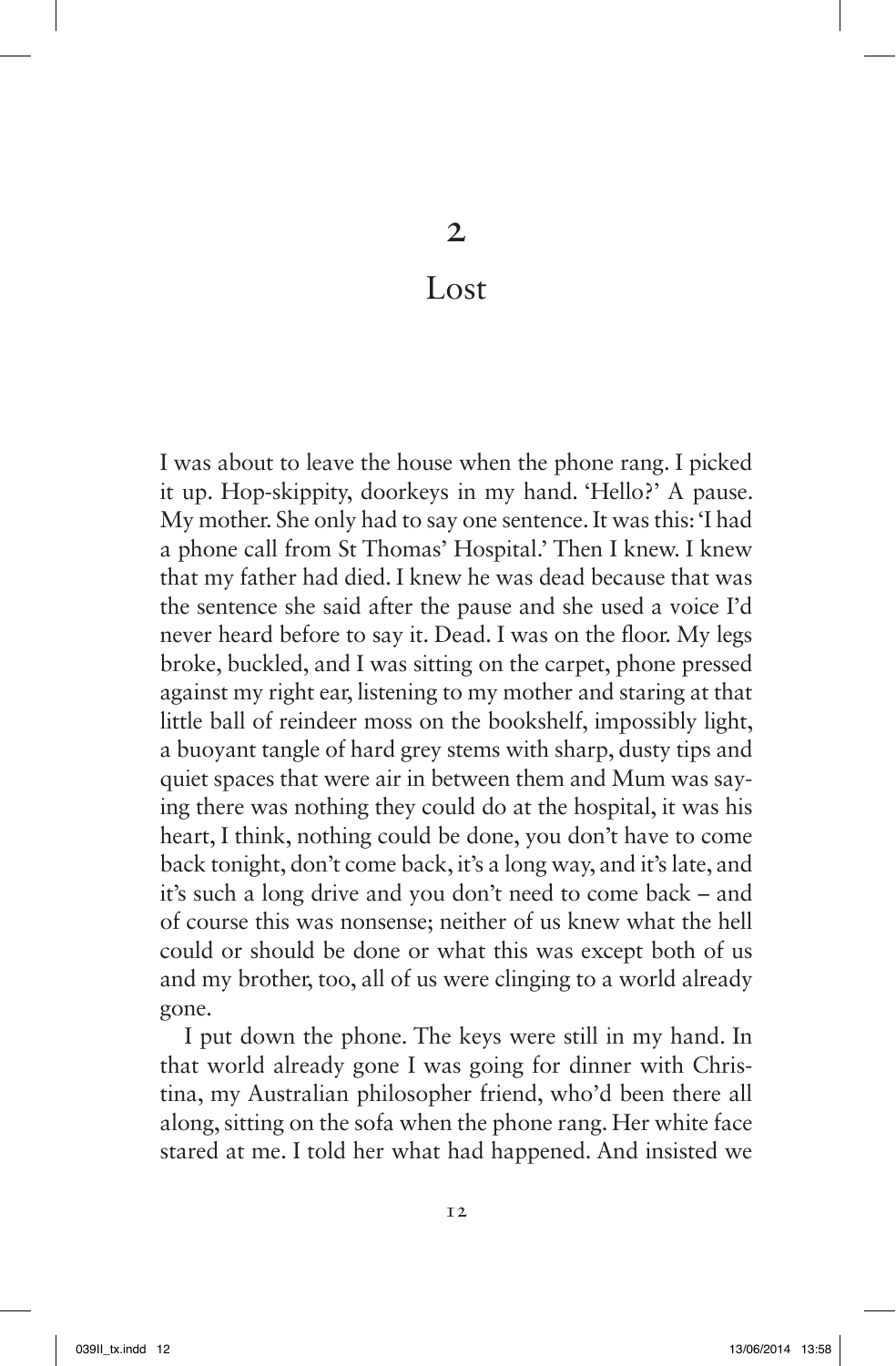# 2

# Lost

I was about to leave the house when the phone rang. I picked it up. Hop-skippity, doorkeys in my hand. 'Hello?' A pause. My mother. She only had to say one sentence. It was this: 'I had a phone call from St Thomas' Hospital.' Then I knew. I knew that my father had died. I knew he was dead because that was the sentence she said after the pause and she used a voice I'd never heard before to say it. Dead. I was on the floor. My legs broke, buckled, and I was sitting on the carpet, phone pressed against my right ear, listening to my mother and staring at that little ball of reindeer moss on the bookshelf, impossibly light, a buoyant tangle of hard grey stems with sharp, dusty tips and quiet spaces that were air in between them and Mum was saying there was nothing they could do at the hospital, it was his heart, I think, nothing could be done, you don't have to come back tonight, don't come back, it's a long way, and it's late, and it's such a long drive and you don't need to come back – and of course this was nonsense; neither of us knew what the hell could or should be done or what this was except both of us and my brother, too, all of us were clinging to a world already gone.

I put down the phone. The keys were still in my hand. In that world already gone I was going for dinner with Christina, my Australian philosopher friend, who'd been there all along, sitting on the sofa when the phone rang. Her white face stared at me. I told her what had happened. And insisted we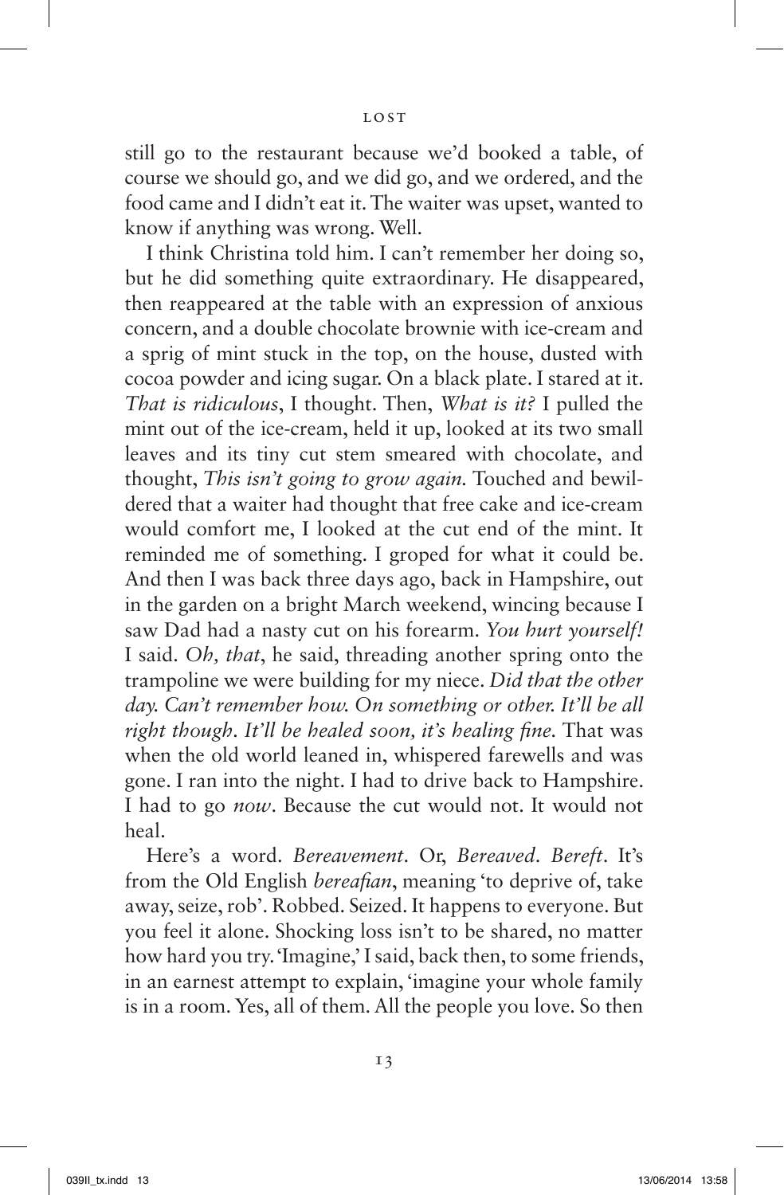still go to the restaurant because we'd booked a table, of course we should go, and we did go, and we ordered, and the food came and I didn't eat it. The waiter was upset, wanted to know if anything was wrong. Well.

I think Christina told him. I can't remember her doing so, but he did something quite extraordinary. He disappeared, then reappeared at the table with an expression of anxious concern, and a double chocolate brownie with ice-cream and a sprig of mint stuck in the top, on the house, dusted with cocoa powder and icing sugar. On a black plate. I stared at it. *That is ridiculous*, I thought. Then, *What is it?* I pulled the mint out of the ice-cream, held it up, looked at its two small leaves and its tiny cut stem smeared with chocolate, and thought, *This isn't going to grow again.* Touched and bewildered that a waiter had thought that free cake and ice-cream would comfort me, I looked at the cut end of the mint. It reminded me of something. I groped for what it could be. And then I was back three days ago, back in Hampshire, out in the garden on a bright March weekend, wincing because I saw Dad had a nasty cut on his forearm. *You hurt yourself!* I said. *Oh, that*, he said, threading another spring onto the trampoline we were building for my niece. *Did that the other day. Can't remember how. On something or other. It'll be all right though. It'll be healed soon, it's healing fine.* That was when the old world leaned in, whispered farewells and was gone. I ran into the night. I had to drive back to Hampshire. I had to go *now*. Because the cut would not. It would not heal.

Here's a word. *Bereavement*. Or, *Bereaved*. *Bereft*. It's from the Old English *bereafian*, meaning 'to deprive of, take away, seize, rob'. Robbed. Seized. It happens to everyone. But you feel it alone. Shocking loss isn't to be shared, no matter how hard you try. 'Imagine,' I said, back then, to some friends, in an earnest attempt to explain, 'imagine your whole family is in a room. Yes, all of them. All the people you love. So then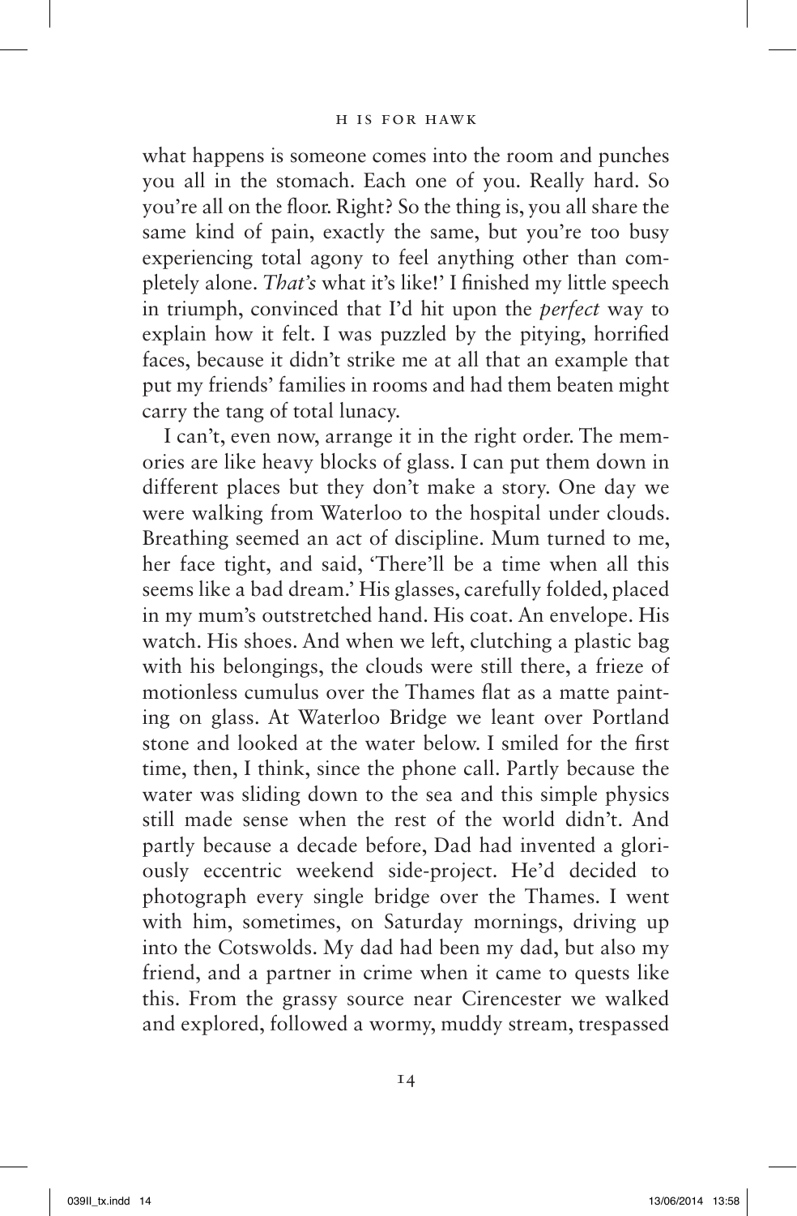what happens is someone comes into the room and punches you all in the stomach. Each one of you. Really hard. So you're all on the floor. Right? So the thing is, you all share the same kind of pain, exactly the same, but you're too busy experiencing total agony to feel anything other than completely alone. *That's* what it's like!' I finished my little speech in triumph, convinced that I'd hit upon the *perfect* way to explain how it felt. I was puzzled by the pitying, horrified faces, because it didn't strike me at all that an example that put my friends' families in rooms and had them beaten might carry the tang of total lunacy.

I can't, even now, arrange it in the right order. The memories are like heavy blocks of glass. I can put them down in different places but they don't make a story. One day we were walking from Waterloo to the hospital under clouds. Breathing seemed an act of discipline. Mum turned to me, her face tight, and said, 'There'll be a time when all this seems like a bad dream.' His glasses, carefully folded, placed in my mum's outstretched hand. His coat. An envelope. His watch. His shoes. And when we left, clutching a plastic bag with his belongings, the clouds were still there, a frieze of motionless cumulus over the Thames flat as a matte painting on glass. At Waterloo Bridge we leant over Portland stone and looked at the water below. I smiled for the first time, then, I think, since the phone call. Partly because the water was sliding down to the sea and this simple physics still made sense when the rest of the world didn't. And partly because a decade before, Dad had invented a gloriously eccentric weekend side-project. He'd decided to photograph every single bridge over the Thames. I went with him, sometimes, on Saturday mornings, driving up into the Cotswolds. My dad had been my dad, but also my friend, and a partner in crime when it came to quests like this. From the grassy source near Cirencester we walked and explored, followed a wormy, muddy stream, trespassed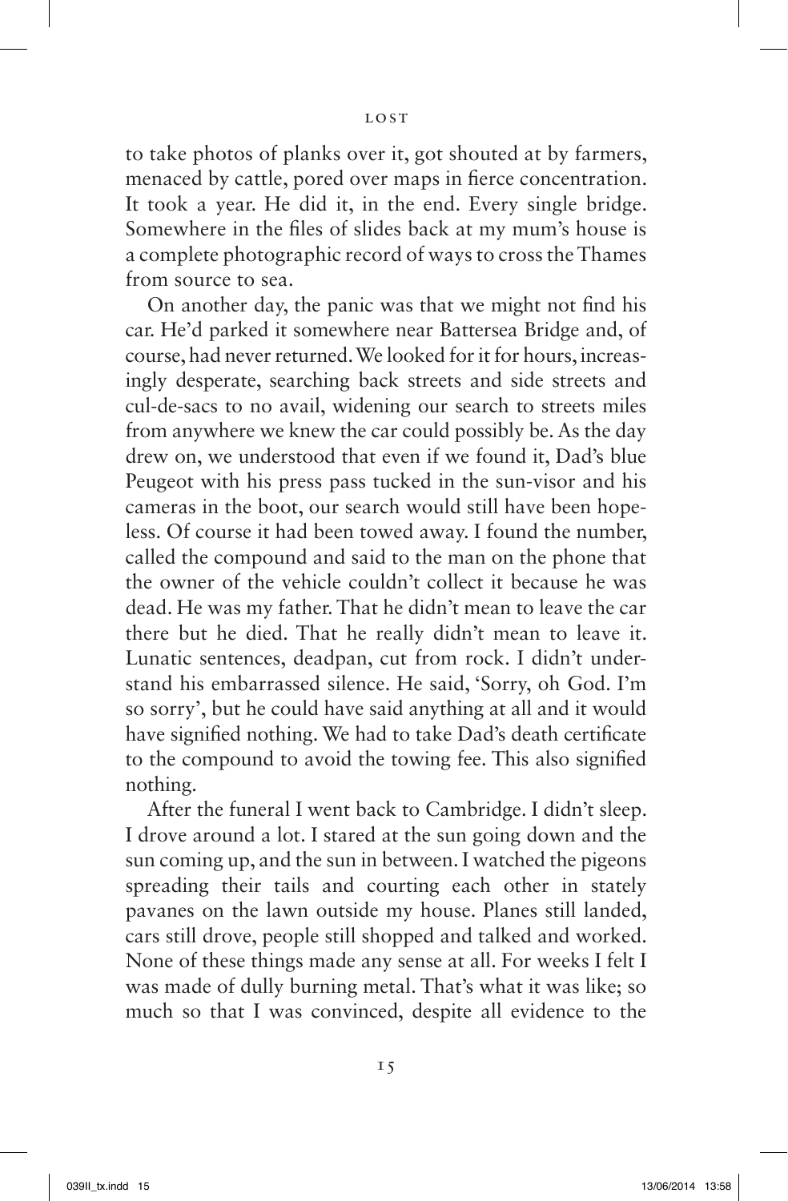to take photos of planks over it, got shouted at by farmers, menaced by cattle, pored over maps in fierce concentration. It took a year. He did it, in the end. Every single bridge. Somewhere in the files of slides back at my mum's house is a complete photographic record of ways to cross the Thames from source to sea.

On another day, the panic was that we might not find his car. He'd parked it somewhere near Battersea Bridge and, of course, had never returned. We looked for it for hours, increasingly desperate, searching back streets and side streets and cul-de-sacs to no avail, widening our search to streets miles from anywhere we knew the car could possibly be. As the day drew on, we understood that even if we found it, Dad's blue Peugeot with his press pass tucked in the sun-visor and his cameras in the boot, our search would still have been hopeless. Of course it had been towed away. I found the number, called the compound and said to the man on the phone that the owner of the vehicle couldn't collect it because he was dead. He was my father. That he didn't mean to leave the car there but he died. That he really didn't mean to leave it. Lunatic sentences, deadpan, cut from rock. I didn't understand his embarrassed silence. He said, 'Sorry, oh God. I'm so sorry', but he could have said anything at all and it would have signified nothing. We had to take Dad's death certificate to the compound to avoid the towing fee. This also signified nothing.

After the funeral I went back to Cambridge. I didn't sleep. I drove around a lot. I stared at the sun going down and the sun coming up, and the sun in between. I watched the pigeons spreading their tails and courting each other in stately pavanes on the lawn outside my house. Planes still landed, cars still drove, people still shopped and talked and worked. None of these things made any sense at all. For weeks I felt I was made of dully burning metal. That's what it was like; so much so that I was convinced, despite all evidence to the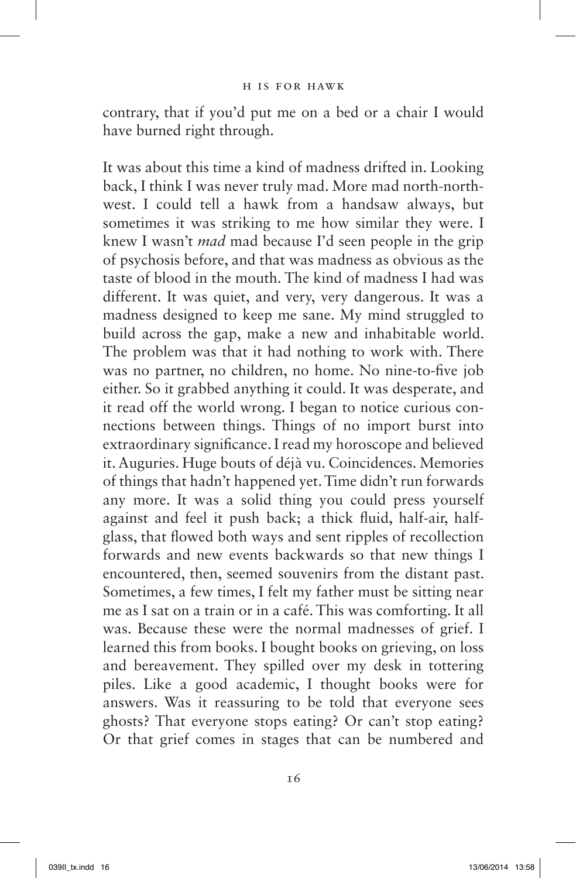contrary, that if you'd put me on a bed or a chair I would have burned right through.

It was about this time a kind of madness drifted in. Looking back, I think I was never truly mad. More mad north-northwest. I could tell a hawk from a handsaw always, but sometimes it was striking to me how similar they were. I knew I wasn't *mad* mad because I'd seen people in the grip of psychosis before, and that was madness as obvious as the taste of blood in the mouth. The kind of madness I had was different. It was quiet, and very, very dangerous. It was a madness designed to keep me sane. My mind struggled to build across the gap, make a new and inhabitable world. The problem was that it had nothing to work with. There was no partner, no children, no home. No nine-to-five job either. So it grabbed anything it could. It was desperate, and it read off the world wrong. I began to notice curious connections between things. Things of no import burst into extraordinary significance. I read my horoscope and believed it. Auguries. Huge bouts of déjà vu. Coincidences. Memories of things that hadn't happened yet. Time didn't run forwards any more. It was a solid thing you could press yourself against and feel it push back; a thick fluid, half-air, half-glass, that flowed both ways and sent ripples of recollection forwards and new events backwards so that new things I encountered, then, seemed souvenirs from the distant past. Sometimes, a few times, I felt my father must be sitting near me as I sat on a train or in a café. This was comforting. It all was. Because these were the normal madnesses of grief. I learned this from books. I bought books on grieving, on loss and bereavement. They spilled over my desk in tottering piles. Like a good academic, I thought books were for answers. Was it reassuring to be told that everyone sees ghosts? That everyone stops eating? Or can't stop eating? Or that grief comes in stages that can be numbered and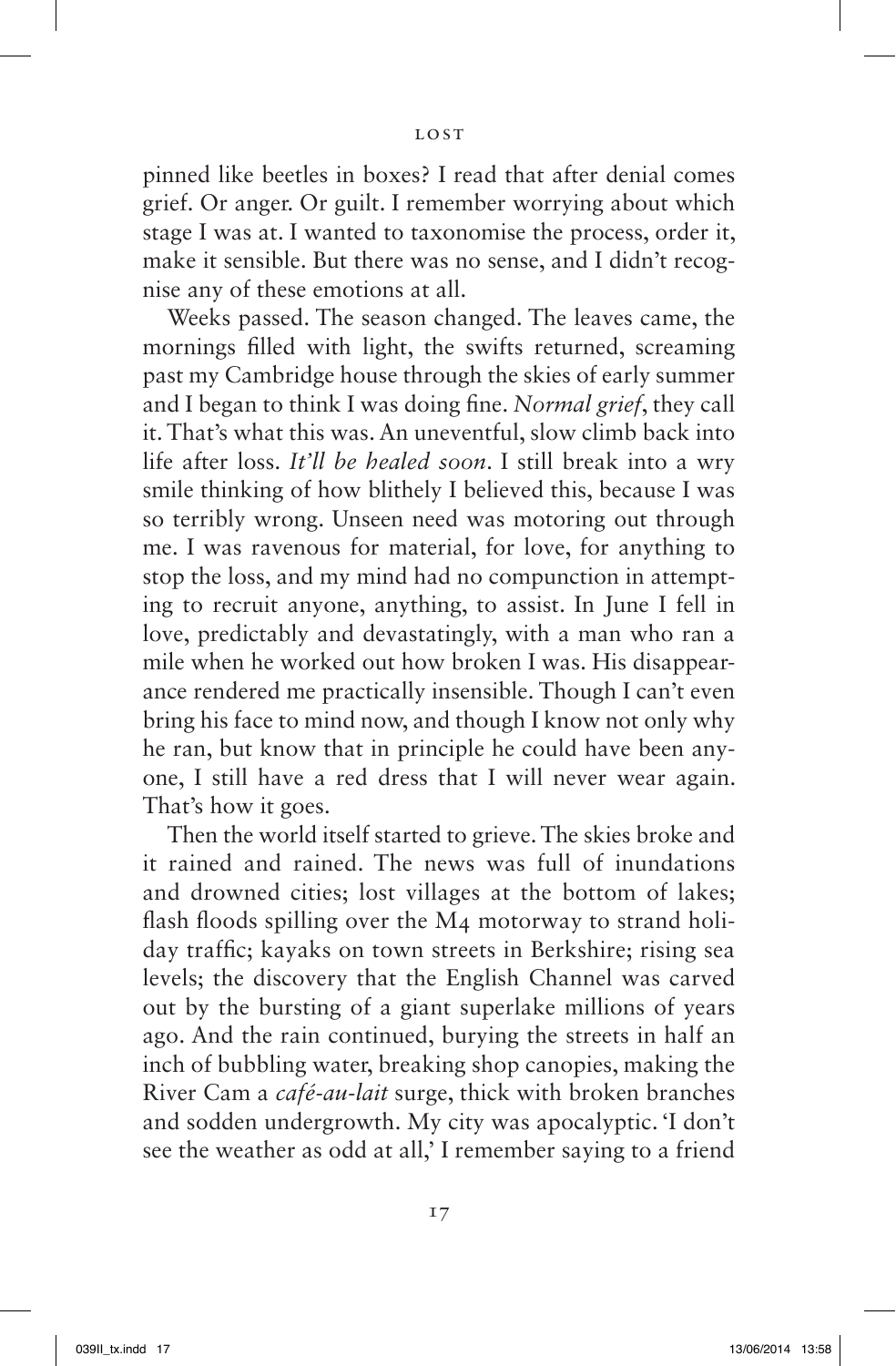pinned like beetles in boxes? I read that after denial comes grief. Or anger. Or guilt. I remember worrying about which stage I was at. I wanted to taxonomise the process, order it, make it sensible. But there was no sense, and I didn't recognise any of these emotions at all.

Weeks passed. The season changed. The leaves came, the mornings filled with light, the swifts returned, screaming past my Cambridge house through the skies of early summer and I began to think I was doing fine. *Normal grief*, they call it. That's what this was. An uneventful, slow climb back into life after loss. *It'll be healed soon*. I still break into a wry smile thinking of how blithely I believed this, because I was so terribly wrong. Unseen need was motoring out through me. I was ravenous for material, for love, for anything to stop the loss, and my mind had no compunction in attempting to recruit anyone, anything, to assist. In June I fell in love, predictably and devastatingly, with a man who ran a mile when he worked out how broken I was. His disappearance rendered me practically insensible. Though I can't even bring his face to mind now, and though I know not only why he ran, but know that in principle he could have been anyone, I still have a red dress that I will never wear again. That's how it goes.

Then the world itself started to grieve. The skies broke and it rained and rained. The news was full of inundations and drowned cities; lost villages at the bottom of lakes; flash floods spilling over the M4 motorway to strand holiday traffic; kayaks on town streets in Berkshire; rising sea levels; the discovery that the English Channel was carved out by the bursting of a giant superlake millions of years ago. And the rain continued, burying the streets in half an inch of bubbling water, breaking shop canopies, making the River Cam a *café-au-lait* surge, thick with broken branches and sodden undergrowth. My city was apocalyptic. 'I don't see the weather as odd at all,' I remember saying to a friend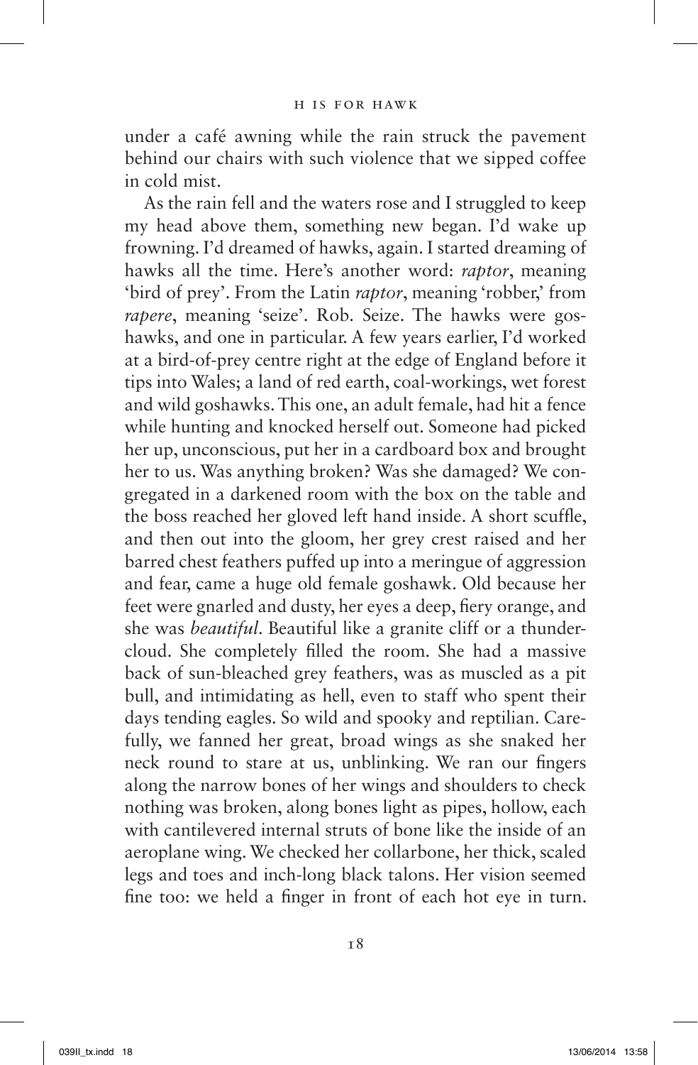under a café awning while the rain struck the pavement behind our chairs with such violence that we sipped coffee in cold mist.

As the rain fell and the waters rose and I struggled to keep my head above them, something new began. I'd wake up frowning. I'd dreamed of hawks, again. I started dreaming of hawks all the time. Here's another word: *raptor*, meaning 'bird of prey'. From the Latin *raptor*, meaning 'robber,' from *rapere*, meaning 'seize'. Rob. Seize. The hawks were goshawks, and one in particular. A few years earlier, I'd worked at a bird-of-prey centre right at the edge of England before it tips into Wales; a land of red earth, coal-workings, wet forest and wild goshawks. This one, an adult female, had hit a fence while hunting and knocked herself out. Someone had picked her up, unconscious, put her in a cardboard box and brought her to us. Was anything broken? Was she damaged? We congregated in a darkened room with the box on the table and the boss reached her gloved left hand inside. A short scuffle, and then out into the gloom, her grey crest raised and her barred chest feathers puffed up into a meringue of aggression and fear, came a huge old female goshawk. Old because her feet were gnarled and dusty, her eyes a deep, fiery orange, and she was *beautiful*. Beautiful like a granite cliff or a thundercloud. She completely filled the room. She had a massive back of sun-bleached grey feathers, was as muscled as a pit bull, and intimidating as hell, even to staff who spent their days tending eagles. So wild and spooky and reptilian. Carefully, we fanned her great, broad wings as she snaked her neck round to stare at us, unblinking. We ran our fingers along the narrow bones of her wings and shoulders to check nothing was broken, along bones light as pipes, hollow, each with cantilevered internal struts of bone like the inside of an aeroplane wing. We checked her collarbone, her thick, scaled legs and toes and inch-long black talons. Her vision seemed fine too: we held a finger in front of each hot eye in turn.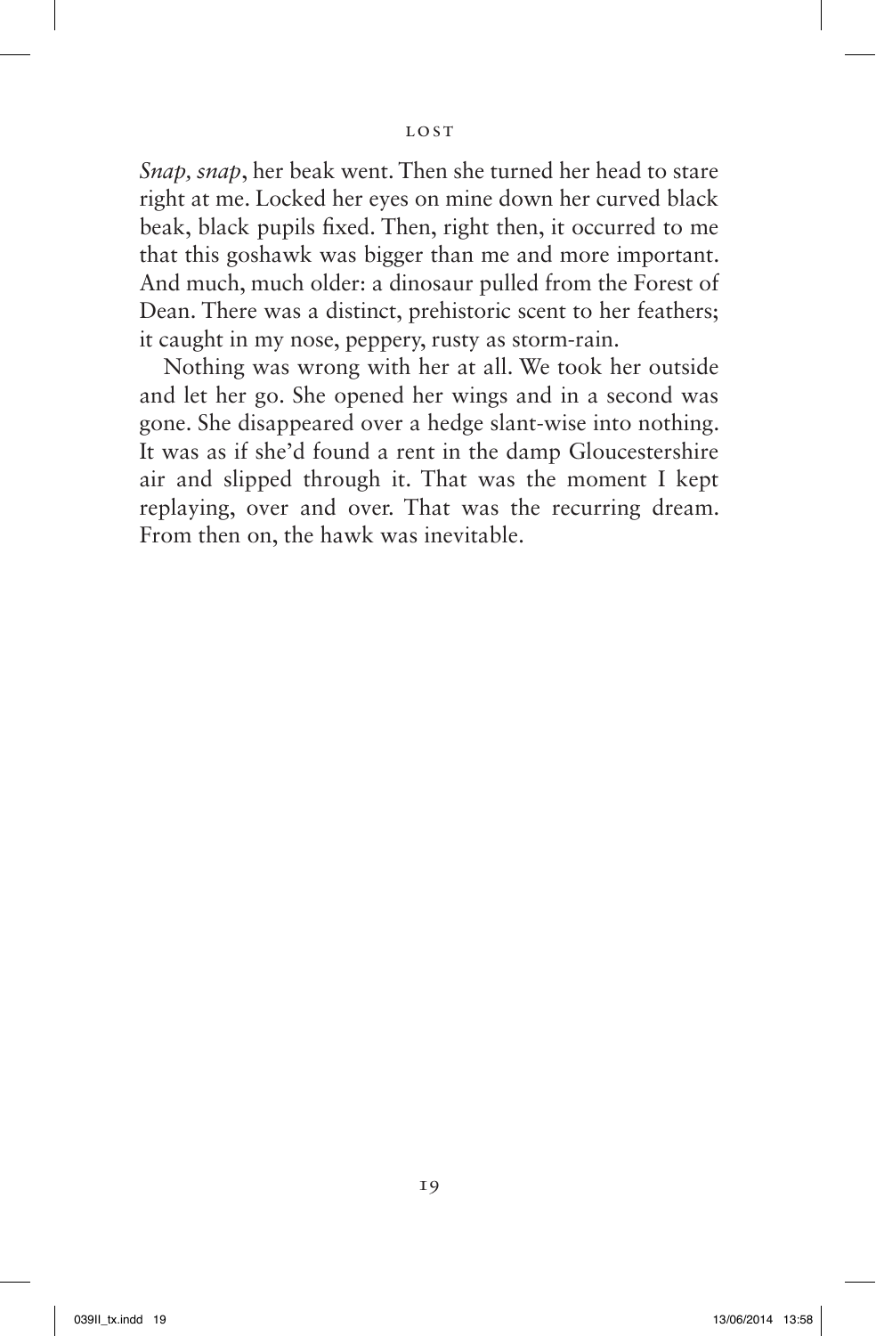*Snap, snap*, her beak went. Then she turned her head to stare right at me. Locked her eyes on mine down her curved black beak, black pupils fixed. Then, right then, it occurred to me that this goshawk was bigger than me and more important. And much, much older: a dinosaur pulled from the Forest of Dean. There was a distinct, prehistoric scent to her feathers; it caught in my nose, peppery, rusty as storm-rain.

Nothing was wrong with her at all. We took her outside and let her go. She opened her wings and in a second was gone. She disappeared over a hedge slant-wise into nothing. It was as if she'd found a rent in the damp Gloucestershire air and slipped through it. That was the moment I kept replaying, over and over. That was the recurring dream. From then on, the hawk was inevitable.